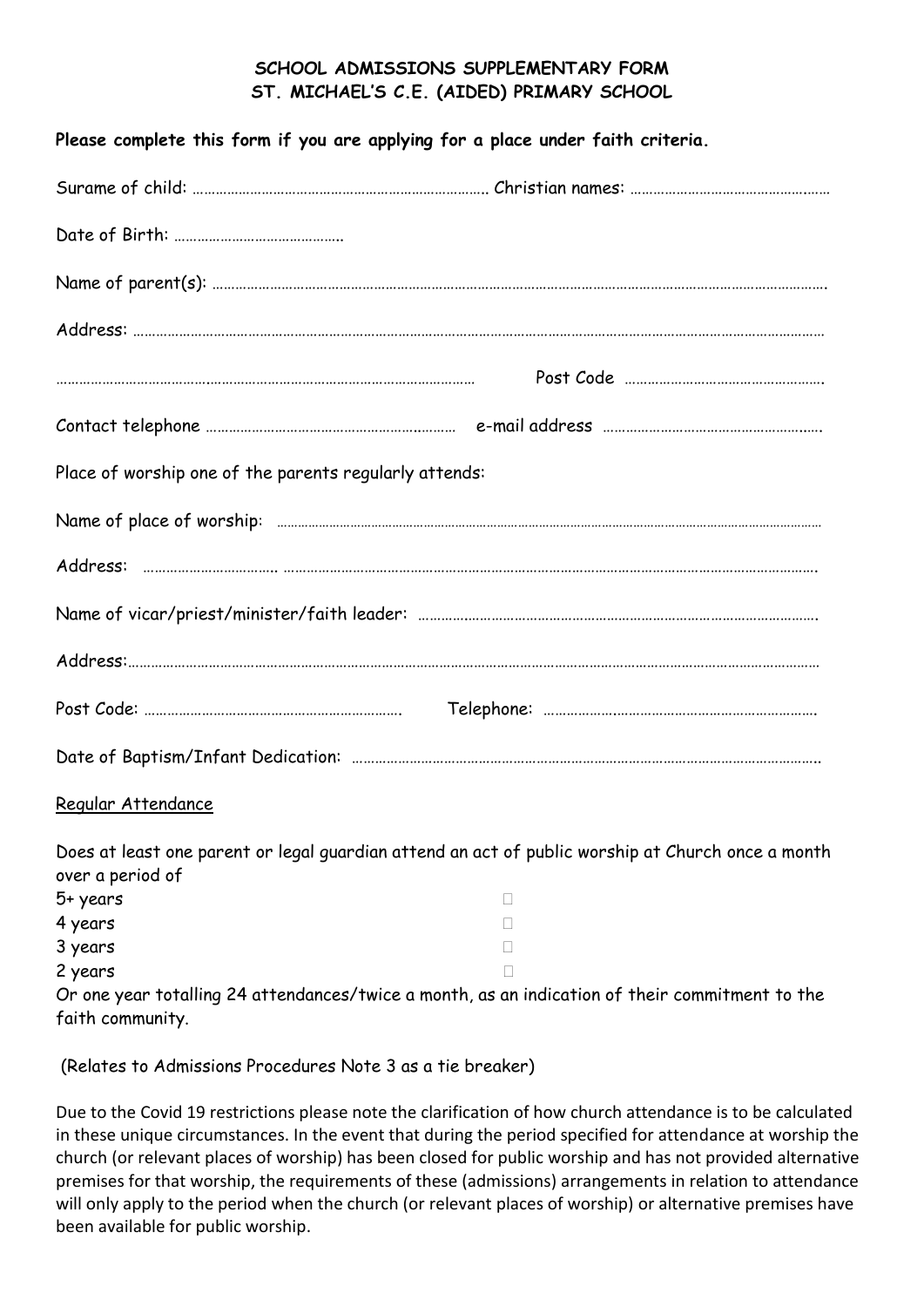**SCHOOL ADMISSIONS SUPPLEMENTARY FORM**
**ST. MICHAEL'S C.E. (AIDED) PRIMARY SCHOOL**

**Please complete this form if you are applying for a place under faith criteria.**

Surame of child: …………………………………………………………………. Christian names: ……………………………………………

Date of Birth: ……………………………………..

Name of parent(s): ………………………………………………………………………………………………………………………………………….

Address: …………………………………………………………………………………………………………………………………………………………

…………………………………………………………………………………………… Post Code …………………………………………….

Contact telephone ………………………………………………………… e-mail address ………………………………………………….

Place of worship one of the parents regularly attends:

Name of place of worship: ………………………………………………………………………………………………………………………

Address: ……………………………. ……………………………………………………………………………………………………………….

Name of vicar/priest/minister/faith leader: ……………………………………………………………………………………….

Address:………………………………………………………………………………………………………………………………………………

Post Code: …………………………………………………………. Telephone: …………………………………………………………….

Date of Baptism/Infant Dedication: ……………………………………………………………………………………………………..

Regular Attendance

Does at least one parent or legal guardian attend an act of public worship at Church once a month over a period of

- 5+ years ☐
- 4 years ☐
- 3 years ☐
- 2 years ☐

Or one year totalling 24 attendances/twice a month, as an indication of their commitment to the faith community.

(Relates to Admissions Procedures Note 3 as a tie breaker)

Due to the Covid 19 restrictions please note the clarification of how church attendance is to be calculated in these unique circumstances. In the event that during the period specified for attendance at worship the church (or relevant places of worship) has been closed for public worship and has not provided alternative premises for that worship, the requirements of these (admissions) arrangements in relation to attendance will only apply to the period when the church (or relevant places of worship) or alternative premises have been available for public worship.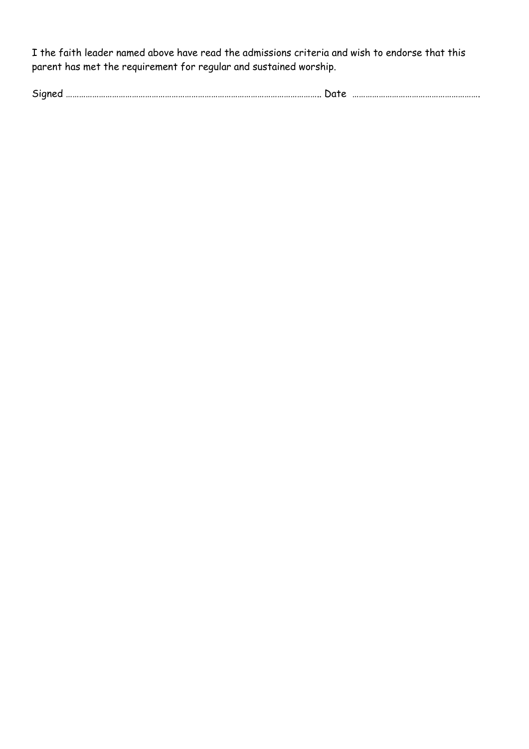I the faith leader named above have read the admissions criteria and wish to endorse that this parent has met the requirement for regular and sustained worship.

Signed ……………………………………………………………………………………………………. Date ………………………………………………….